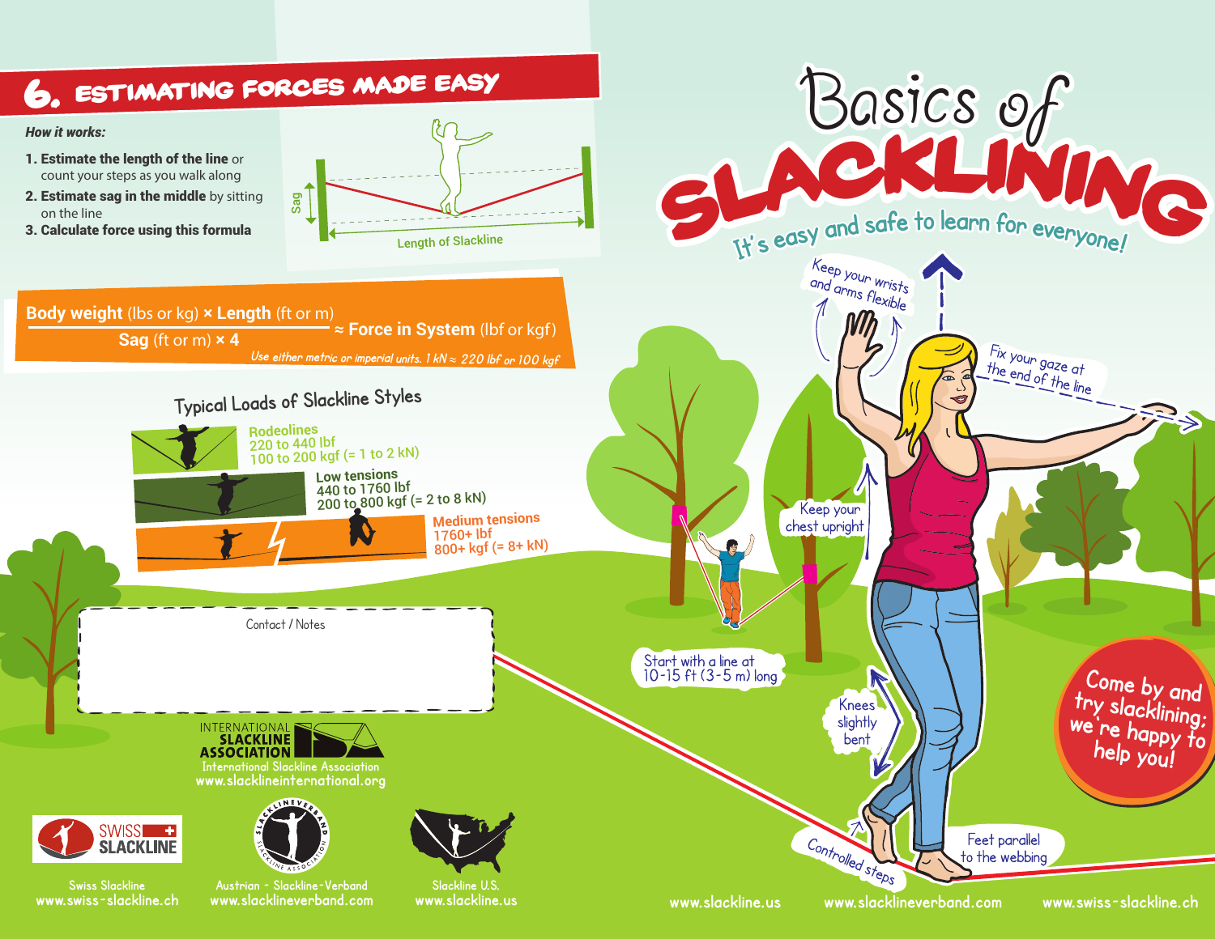## 6. Estimating forces made easy

*How it works:*

1. **Estimate the length of the line** or count your steps as you walk along
2. **Estimate sag in the middle** by sitting on the line
3. **Calculate force using this formula**

Sag

Length of Slackline

$$\frac{\textbf{Body weight (lbs or kg)} \times \textbf{Length (ft or m)}}{\textbf{Sag (ft or m)} \times 4} \approx \textbf{Force in System (lbf or kgf)}$$

*Use either metric or imperial units. 1 kN ≈ 220 lbf or 100 kgf*

### Typical Loads of Slackline Styles

**Rodeolines**
220 to 440 lbf
100 to 200 kgf (= 1 to 2 kN)

**Low tensions**
440 to 1760 lbf
200 to 800 kgf (= 2 to 8 kN)

**Medium tensions**
1760+ lbf
800+ kgf (= 8+ kN)

Contact / Notes

INTERNATIONAL SLACKLINE ASSOCIATION
International Slackline Association
www.slacklineinternational.org

Swiss Slackline
www.swiss-slackline.ch

Austrian - Slackline-Verband
www.slacklineverband.com

Slackline U.S.
www.slackline.us

# Basics of SLACKLINING

## It's easy and safe to learn for everyone!

- Keep your wrists and arms flexible
- Fix your gaze at the end of the line
- Keep your chest upright
- Start with a line at 10-15 ft (3-5 m) long
- Knees slightly bent
- Controlled steps
- Feet parallel to the webbing

**Come by and try slacklining: we're happy to help you!**

www.slackline.us www.slacklineverband.com www.swiss-slackline.ch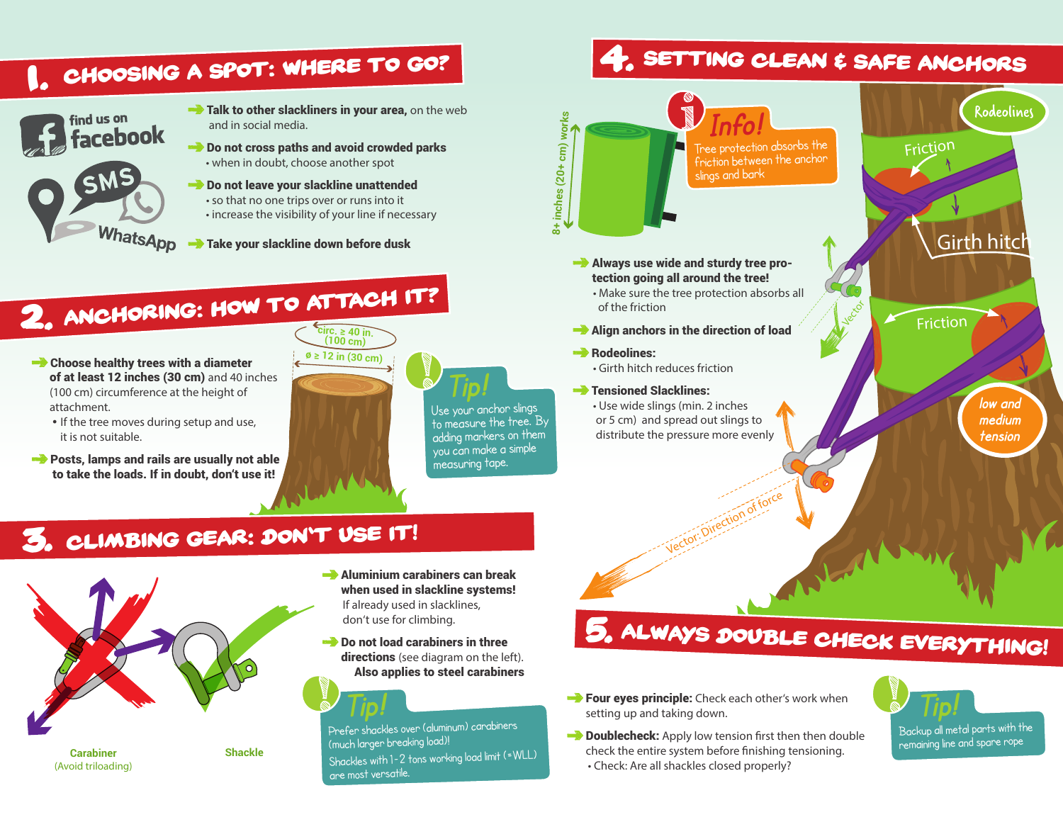# 1. Choosing a spot: where to go?

find us on facebook

SMS

WhatsApp

- **Talk to other slackliners in your area,** on the web and in social media.
- **Do not cross paths and avoid crowded parks**
  - when in doubt, choose another spot
- **Do not leave your slackline unattended**
  - so that no one trips over or runs into it
  - increase the visibility of your line if necessary
- **Take your slackline down before dusk**

# 2. Anchoring: how to attach it?

- **Choose healthy trees with a diameter of at least 12 inches (30 cm)** and 40 inches (100 cm) circumference at the height of attachment.
  - If the tree moves during setup and use, it is not suitable.
- **Posts, lamps and rails are usually not able to take the loads. If in doubt, don't use it!**

circ. ≥ 40 in. (100 cm)

ø ≥ 12 in (30 cm)

**Tip!**
Use your anchor slings to measure the tree. By adding markers on them you can make a simple measuring tape.

# 3. Climbing gear: don't use it!

**Carabiner**
(Avoid triloading)

**Shackle**

- **Aluminium carabiners can break when used in slackline systems!**
  If already used in slacklines, don't use for climbing.
- **Do not load carabiners in three directions** (see diagram on the left).
  **Also applies to steel carabiners**

**Tip!**
Prefer shackles over (aluminum) carabiners (much larger breaking load)!
Shackles with 1-2 tons working load limit (=WLL) are most versatile.

# 4. Setting clean & safe anchors

8+ inches (20+ cm) works

**Info!**
Tree protection absorbs the friction between the anchor slings and bark

Rodeolines

Friction

Girth hitch

Vector

Friction

low and medium tension

Vector: Direction of force

- **Always use wide and sturdy tree protection going all around the tree!**
  - Make sure the tree protection absorbs all of the friction
- **Align anchors in the direction of load**
- **Rodeolines:**
  - Girth hitch reduces friction
- **Tensioned Slacklines:**
  - Use wide slings (min. 2 inches or 5 cm) and spread out slings to distribute the pressure more evenly

# 5. Always double check everything!

- **Four eyes principle:** Check each other's work when setting up and taking down.
- **Doublecheck:** Apply low tension first then then double check the entire system before finishing tensioning.
  - Check: Are all shackles closed properly?

**Tip!**
Backup all metal parts with the remaining line and spare rope